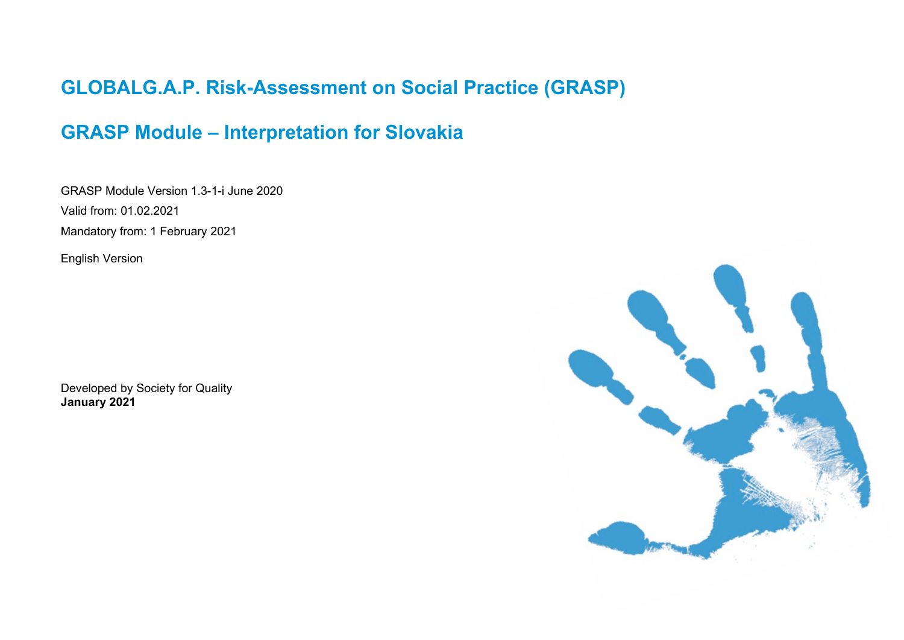# GLOBALG.A.P. Risk-Assessment on Social Practice (GRASP)

# GRASP Module – Interpretation for Slovakia

GRASP Module Version 1.3-1-i June 2020

Valid from: 01.02.2021

Mandatory from: 1 February 2021

English Version

Developed by Society for Quality
**January 2021**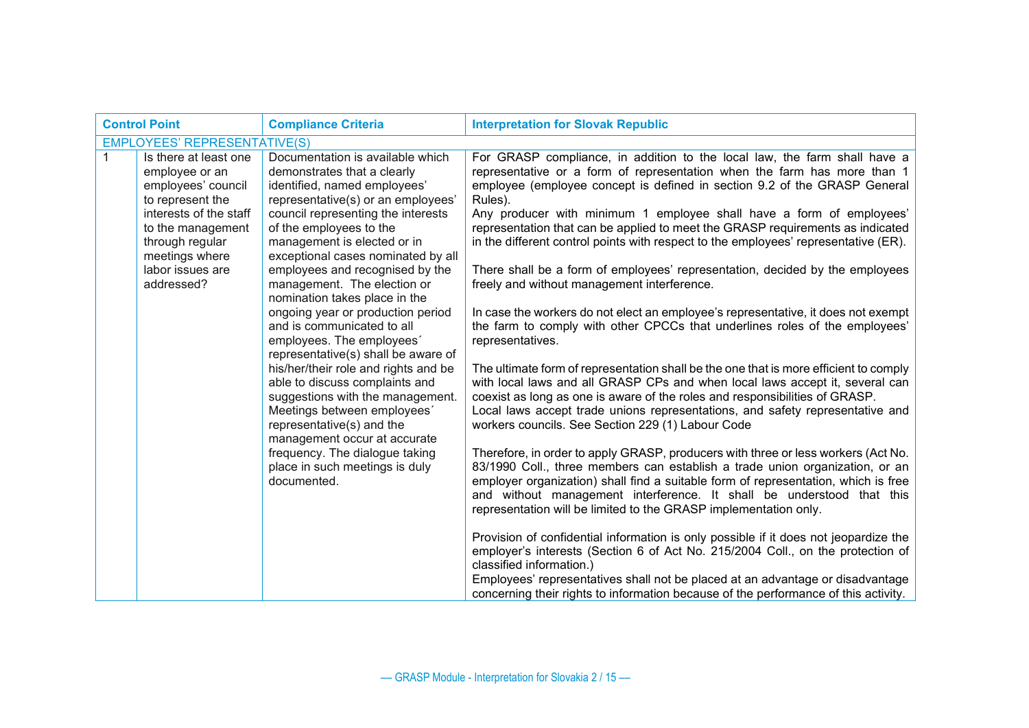| Control Point | | Compliance Criteria | Interpretation for Slovak Republic |
|---|---|---|---|
| EMPLOYEES' REPRESENTATIVE(S) | | | |
| 1 | Is there at least one employee or an employees' council to represent the interests of the staff to the management through regular meetings where labor issues are addressed? | Documentation is available which demonstrates that a clearly identified, named employees' representative(s) or an employees' council representing the interests of the employees to the management is elected or in exceptional cases nominated by all employees and recognised by the management. The election or nomination takes place in the ongoing year or production period and is communicated to all employees. The employees´ representative(s) shall be aware of his/her/their role and rights and be able to discuss complaints and suggestions with the management. Meetings between employees´ representative(s) and the management occur at accurate frequency. The dialogue taking place in such meetings is duly documented. | For GRASP compliance, in addition to the local law, the farm shall have a representative or a form of representation when the farm has more than 1 employee (employee concept is defined in section 9.2 of the GRASP General Rules).<br>Any producer with minimum 1 employee shall have a form of employees' representation that can be applied to meet the GRASP requirements as indicated in the different control points with respect to the employees' representative (ER).<br><br>There shall be a form of employees' representation, decided by the employees freely and without management interference.<br><br>In case the workers do not elect an employee's representative, it does not exempt the farm to comply with other CPCCs that underlines roles of the employees' representatives.<br><br>The ultimate form of representation shall be the one that is more efficient to comply with local laws and all GRASP CPs and when local laws accept it, several can coexist as long as one is aware of the roles and responsibilities of GRASP.<br>Local laws accept trade unions representations, and safety representative and workers councils. See Section 229 (1) Labour Code<br><br>Therefore, in order to apply GRASP, producers with three or less workers (Act No. 83/1990 Coll., three members can establish a trade union organization, or an employer organization) shall find a suitable form of representation, which is free and without management interference. It shall be understood that this representation will be limited to the GRASP implementation only.<br><br>Provision of confidential information is only possible if it does not jeopardize the employer's interests (Section 6 of Act No. 215/2004 Coll., on the protection of classified information.)<br>Employees' representatives shall not be placed at an advantage or disadvantage concerning their rights to information because of the performance of this activity. |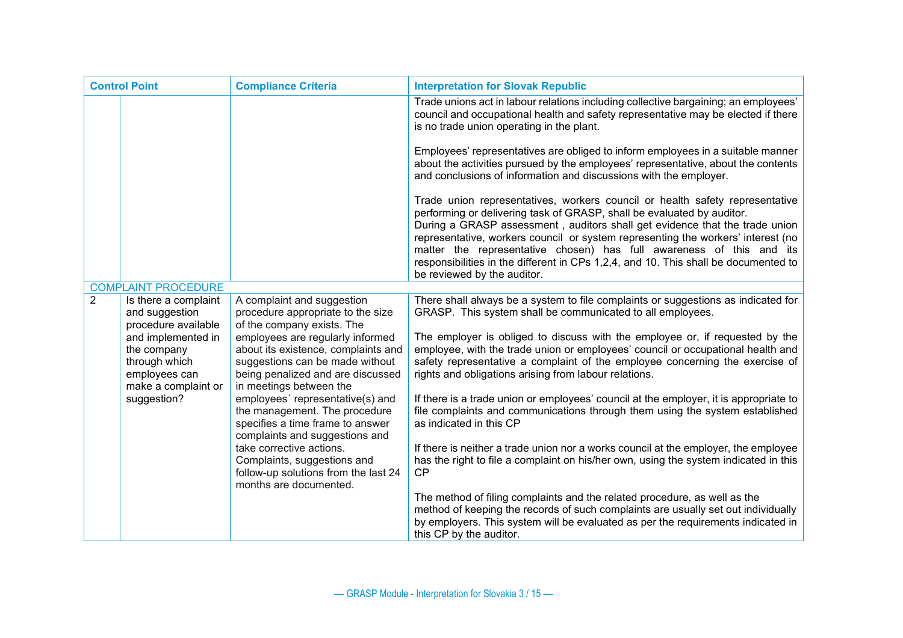| Control Point | | Compliance Criteria | Interpretation for Slovak Republic |
|---|---|---|---|
| | | | Trade unions act in labour relations including collective bargaining; an employees' council and occupational health and safety representative may be elected if there is no trade union operating in the plant.<br><br>Employees' representatives are obliged to inform employees in a suitable manner about the activities pursued by the employees' representative, about the contents and conclusions of information and discussions with the employer.<br><br>Trade union representatives, workers council or health safety representative performing or delivering task of GRASP, shall be evaluated by auditor.<br>During a GRASP assessment , auditors shall get evidence that the trade union representative, workers council or system representing the workers' interest (no matter the representative chosen) has full awareness of this and its responsibilities in the different in CPs 1,2,4, and 10. This shall be documented to be reviewed by the auditor. |
| COMPLAINT PROCEDURE | | | |
| 2 | Is there a complaint and suggestion procedure available and implemented in the company through which employees can make a complaint or suggestion? | A complaint and suggestion procedure appropriate to the size of the company exists. The employees are regularly informed about its existence, complaints and suggestions can be made without being penalized and are discussed in meetings between the employees´ representative(s) and the management. The procedure specifies a time frame to answer complaints and suggestions and take corrective actions. Complaints, suggestions and follow-up solutions from the last 24 months are documented. | There shall always be a system to file complaints or suggestions as indicated for GRASP. This system shall be communicated to all employees.<br><br>The employer is obliged to discuss with the employee or, if requested by the employee, with the trade union or employees' council or occupational health and safety representative a complaint of the employee concerning the exercise of rights and obligations arising from labour relations.<br><br>If there is a trade union or employees' council at the employer, it is appropriate to file complaints and communications through them using the system established as indicated in this CP<br><br>If there is neither a trade union nor a works council at the employer, the employee has the right to file a complaint on his/her own, using the system indicated in this CP<br><br>The method of filing complaints and the related procedure, as well as the method of keeping the records of such complaints are usually set out individually by employers. This system will be evaluated as per the requirements indicated in this CP by the auditor. |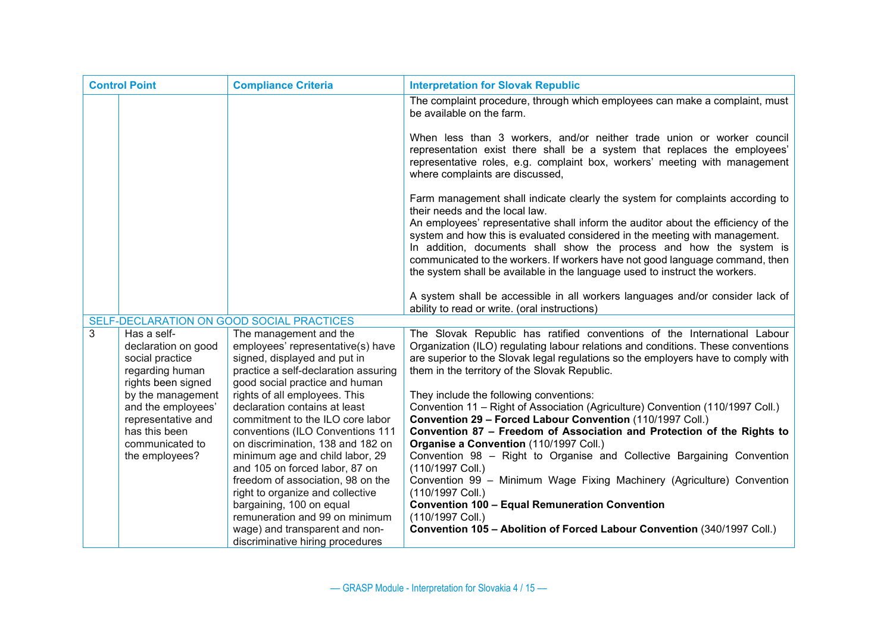| Control Point | | Compliance Criteria | Interpretation for Slovak Republic |
|---|---|---|---|
| | | | The complaint procedure, through which employees can make a complaint, must be available on the farm.<br><br>When less than 3 workers, and/or neither trade union or worker council representation exist there shall be a system that replaces the employees' representative roles, e.g. complaint box, workers' meeting with management where complaints are discussed,<br><br>Farm management shall indicate clearly the system for complaints according to their needs and the local law.<br>An employees' representative shall inform the auditor about the efficiency of the system and how this is evaluated considered in the meeting with management.<br>In addition, documents shall show the process and how the system is communicated to the workers. If workers have not good language command, then the system shall be available in the language used to instruct the workers.<br><br>A system shall be accessible in all workers languages and/or consider lack of ability to read or write. (oral instructions) |
| SELF-DECLARATION ON GOOD SOCIAL PRACTICES | | | |
| 3 | Has a self-declaration on good social practice regarding human rights been signed by the management and the employees' representative and has this been communicated to the employees? | The management and the employees' representative(s) have signed, displayed and put in practice a self-declaration assuring good social practice and human rights of all employees. This declaration contains at least commitment to the ILO core labor conventions (ILO Conventions 111 on discrimination, 138 and 182 on minimum age and child labor, 29 and 105 on forced labor, 87 on freedom of association, 98 on the right to organize and collective bargaining, 100 on equal remuneration and 99 on minimum wage) and transparent and non-discriminative hiring procedures | The Slovak Republic has ratified conventions of the International Labour Organization (ILO) regulating labour relations and conditions. These conventions are superior to the Slovak legal regulations so the employers have to comply with them in the territory of the Slovak Republic.<br><br>They include the following conventions:<br>Convention 11 – Right of Association (Agriculture) Convention (110/1997 Coll.)<br>**Convention 29 – Forced Labour Convention** (110/1997 Coll.)<br>**Convention 87 – Freedom of Association and Protection of the Rights to Organise a Convention** (110/1997 Coll.)<br>Convention 98 – Right to Organise and Collective Bargaining Convention (110/1997 Coll.)<br>Convention 99 – Minimum Wage Fixing Machinery (Agriculture) Convention (110/1997 Coll.)<br>**Convention 100 – Equal Remuneration Convention** (110/1997 Coll.)<br>**Convention 105 – Abolition of Forced Labour Convention** (340/1997 Coll.) |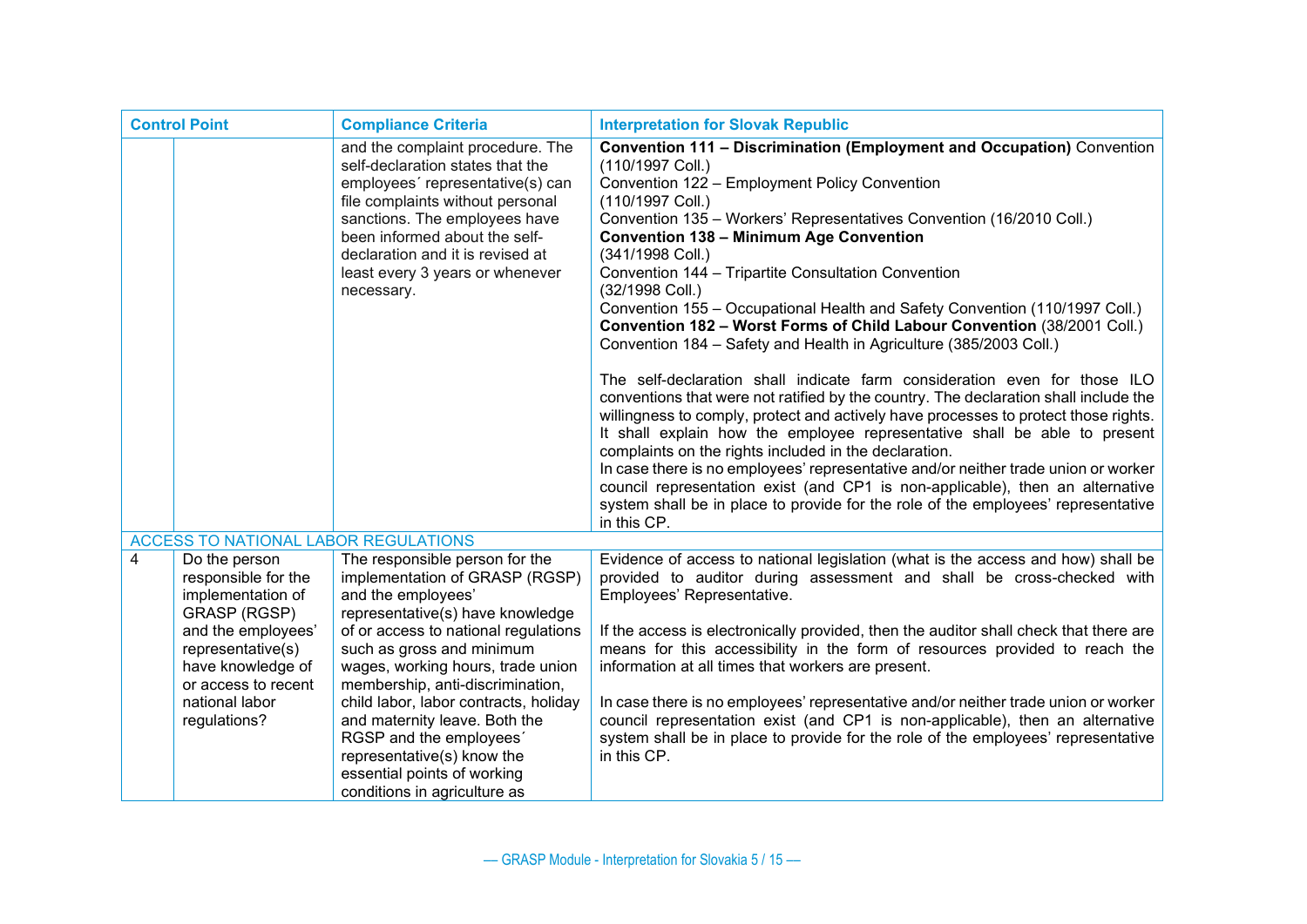| Control Point | | Compliance Criteria | Interpretation for Slovak Republic |
|---|---|---|---|
| | | and the complaint procedure. The self-declaration states that the employees´ representative(s) can file complaints without personal sanctions. The employees have been informed about the self-declaration and it is revised at least every 3 years or whenever necessary. | **Convention 111 – Discrimination (Employment and Occupation)** Convention (110/1997 Coll.)<br>Convention 122 – Employment Policy Convention (110/1997 Coll.)<br>Convention 135 – Workers' Representatives Convention (16/2010 Coll.)<br>**Convention 138 – Minimum Age Convention** (341/1998 Coll.)<br>Convention 144 – Tripartite Consultation Convention (32/1998 Coll.)<br>Convention 155 – Occupational Health and Safety Convention (110/1997 Coll.)<br>**Convention 182 – Worst Forms of Child Labour Convention** (38/2001 Coll.)<br>Convention 184 – Safety and Health in Agriculture (385/2003 Coll.)<br><br>The self-declaration shall indicate farm consideration even for those ILO conventions that were not ratified by the country. The declaration shall include the willingness to comply, protect and actively have processes to protect those rights. It shall explain how the employee representative shall be able to present complaints on the rights included in the declaration.<br>In case there is no employees' representative and/or neither trade union or worker council representation exist (and CP1 is non-applicable), then an alternative system shall be in place to provide for the role of the employees' representative in this CP. |
| ACCESS TO NATIONAL LABOR REGULATIONS | | | |
| 4 | Do the person responsible for the implementation of GRASP (RGSP) and the employees' representative(s) have knowledge of or access to recent national labor regulations? | The responsible person for the implementation of GRASP (RGSP) and the employees' representative(s) have knowledge of or access to national regulations such as gross and minimum wages, working hours, trade union membership, anti-discrimination, child labor, labor contracts, holiday and maternity leave. Both the RGSP and the employees´ representative(s) know the essential points of working conditions in agriculture as | Evidence of access to national legislation (what is the access and how) shall be provided to auditor during assessment and shall be cross-checked with Employees' Representative.<br><br>If the access is electronically provided, then the auditor shall check that there are means for this accessibility in the form of resources provided to reach the information at all times that workers are present.<br><br>In case there is no employees' representative and/or neither trade union or worker council representation exist (and CP1 is non-applicable), then an alternative system shall be in place to provide for the role of the employees' representative in this CP. |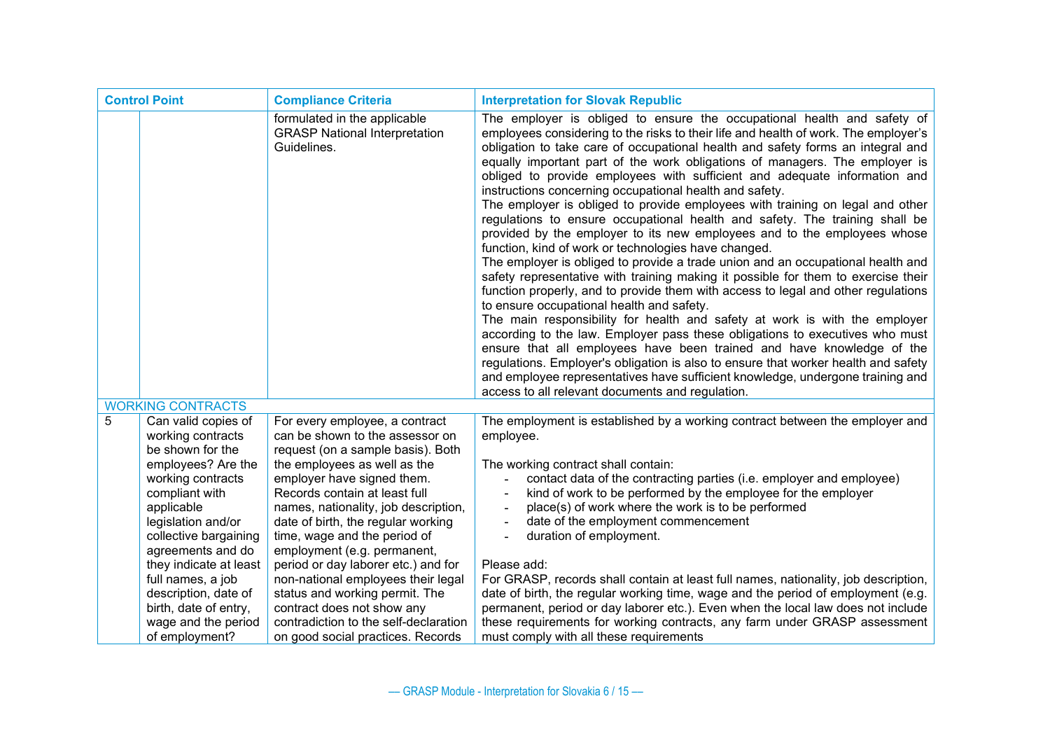| Control Point | | Compliance Criteria | Interpretation for Slovak Republic |
|---|---|---|---|
| | | formulated in the applicable GRASP National Interpretation Guidelines. | The employer is obliged to ensure the occupational health and safety of employees considering to the risks to their life and health of work. The employer's obligation to take care of occupational health and safety forms an integral and equally important part of the work obligations of managers. The employer is obliged to provide employees with sufficient and adequate information and instructions concerning occupational health and safety.<br>The employer is obliged to provide employees with training on legal and other regulations to ensure occupational health and safety. The training shall be provided by the employer to its new employees and to the employees whose function, kind of work or technologies have changed.<br>The employer is obliged to provide a trade union and an occupational health and safety representative with training making it possible for them to exercise their function properly, and to provide them with access to legal and other regulations to ensure occupational health and safety.<br>The main responsibility for health and safety at work is with the employer according to the law. Employer pass these obligations to executives who must ensure that all employees have been trained and have knowledge of the regulations. Employer's obligation is also to ensure that worker health and safety and employee representatives have sufficient knowledge, undergone training and access to all relevant documents and regulation. |
| WORKING CONTRACTS | | | |
| 5 | Can valid copies of working contracts be shown for the employees? Are the working contracts compliant with applicable legislation and/or collective bargaining agreements and do they indicate at least full names, a job description, date of birth, date of entry, wage and the period of employment? | For every employee, a contract can be shown to the assessor on request (on a sample basis). Both the employees as well as the employer have signed them. Records contain at least full names, nationality, job description, date of birth, the regular working time, wage and the period of employment (e.g. permanent, period or day laborer etc.) and for non-national employees their legal status and working permit. The contract does not show any contradiction to the self-declaration on good social practices. Records | The employment is established by a working contract between the employer and employee.<br><br>The working contract shall contain:<br>- contact data of the contracting parties (i.e. employer and employee)<br>- kind of work to be performed by the employee for the employer<br>- place(s) of work where the work is to be performed<br>- date of the employment commencement<br>- duration of employment.<br><br>Please add:<br>For GRASP, records shall contain at least full names, nationality, job description, date of birth, the regular working time, wage and the period of employment (e.g. permanent, period or day laborer etc.). Even when the local law does not include these requirements for working contracts, any farm under GRASP assessment must comply with all these requirements |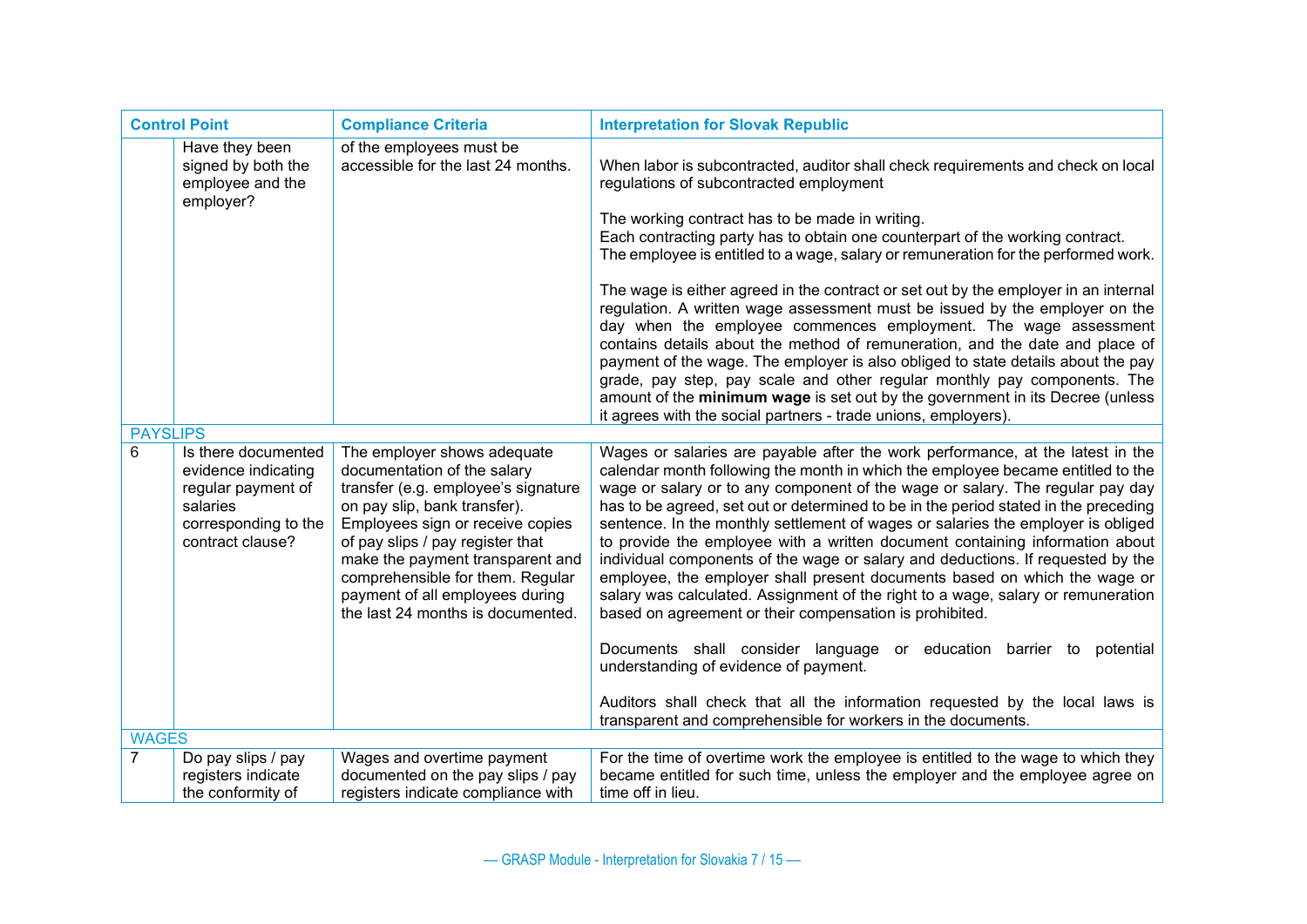| Control Point | | Compliance Criteria | Interpretation for Slovak Republic |
|---|---|---|---|
| | Have they been signed by both the employee and the employer? | of the employees must be accessible for the last 24 months. | When labor is subcontracted, auditor shall check requirements and check on local regulations of subcontracted employment<br><br>The working contract has to be made in writing.<br>Each contracting party has to obtain one counterpart of the working contract.<br>The employee is entitled to a wage, salary or remuneration for the performed work.<br><br>The wage is either agreed in the contract or set out by the employer in an internal regulation. A written wage assessment must be issued by the employer on the day when the employee commences employment. The wage assessment contains details about the method of remuneration, and the date and place of payment of the wage. The employer is also obliged to state details about the pay grade, pay step, pay scale and other regular monthly pay components. The amount of the **minimum wage** is set out by the government in its Decree (unless it agrees with the social partners - trade unions, employers). |
| PAYSLIPS | | | |
| 6 | Is there documented evidence indicating regular payment of salaries corresponding to the contract clause? | The employer shows adequate documentation of the salary transfer (e.g. employee's signature on pay slip, bank transfer). Employees sign or receive copies of pay slips / pay register that make the payment transparent and comprehensible for them. Regular payment of all employees during the last 24 months is documented. | Wages or salaries are payable after the work performance, at the latest in the calendar month following the month in which the employee became entitled to the wage or salary or to any component of the wage or salary. The regular pay day has to be agreed, set out or determined to be in the period stated in the preceding sentence. In the monthly settlement of wages or salaries the employer is obliged to provide the employee with a written document containing information about individual components of the wage or salary and deductions. If requested by the employee, the employer shall present documents based on which the wage or salary was calculated. Assignment of the right to a wage, salary or remuneration based on agreement or their compensation is prohibited.<br><br>Documents shall consider language or education barrier to potential understanding of evidence of payment.<br><br>Auditors shall check that all the information requested by the local laws is transparent and comprehensible for workers in the documents. |
| WAGES | | | |
| 7 | Do pay slips / pay registers indicate the conformity of | Wages and overtime payment documented on the pay slips / pay registers indicate compliance with | For the time of overtime work the employee is entitled to the wage to which they became entitled for such time, unless the employer and the employee agree on time off in lieu. |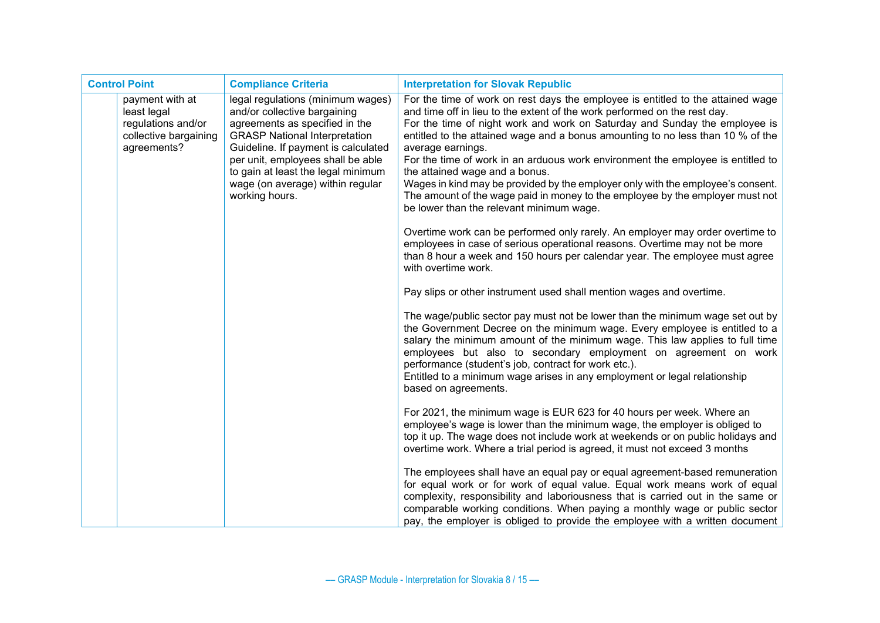| Control Point | | Compliance Criteria | Interpretation for Slovak Republic |
| --- | --- | --- | --- |
| | payment with at least legal regulations and/or collective bargaining agreements? | legal regulations (minimum wages) and/or collective bargaining agreements as specified in the GRASP National Interpretation Guideline. If payment is calculated per unit, employees shall be able to gain at least the legal minimum wage (on average) within regular working hours. | For the time of work on rest days the employee is entitled to the attained wage and time off in lieu to the extent of the work performed on the rest day.<br>For the time of night work and work on Saturday and Sunday the employee is entitled to the attained wage and a bonus amounting to no less than 10 % of the average earnings.<br>For the time of work in an arduous work environment the employee is entitled to the attained wage and a bonus.<br>Wages in kind may be provided by the employer only with the employee's consent. The amount of the wage paid in money to the employee by the employer must not be lower than the relevant minimum wage.<br><br>Overtime work can be performed only rarely. An employer may order overtime to employees in case of serious operational reasons. Overtime may not be more than 8 hour a week and 150 hours per calendar year. The employee must agree with overtime work.<br><br>Pay slips or other instrument used shall mention wages and overtime.<br><br>The wage/public sector pay must not be lower than the minimum wage set out by the Government Decree on the minimum wage. Every employee is entitled to a salary the minimum amount of the minimum wage. This law applies to full time employees but also to secondary employment on agreement on work performance (student's job, contract for work etc.).<br>Entitled to a minimum wage arises in any employment or legal relationship based on agreements.<br><br>For 2021, the minimum wage is EUR 623 for 40 hours per week. Where an employee's wage is lower than the minimum wage, the employer is obliged to top it up. The wage does not include work at weekends or on public holidays and overtime work. Where a trial period is agreed, it must not exceed 3 months<br><br>The employees shall have an equal pay or equal agreement-based remuneration for equal work or for work of equal value. Equal work means work of equal complexity, responsibility and laboriousness that is carried out in the same or comparable working conditions. When paying a monthly wage or public sector pay, the employer is obliged to provide the employee with a written document |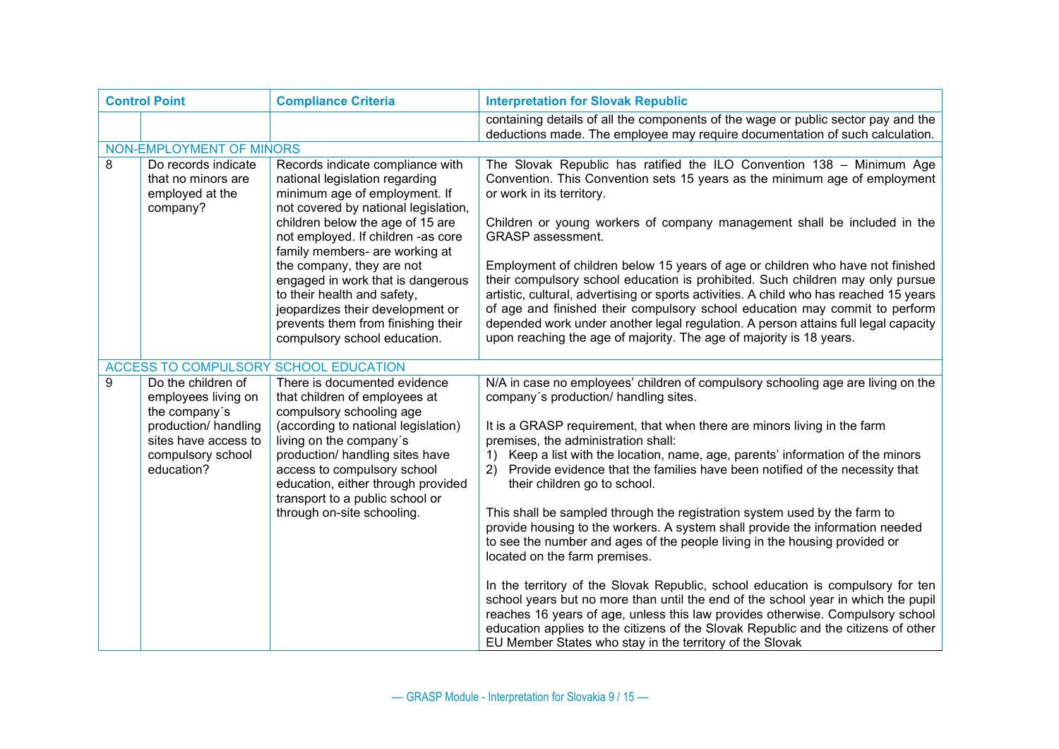| Control Point | | Compliance Criteria | Interpretation for Slovak Republic |
|---|---|---|---|
| | | | containing details of all the components of the wage or public sector pay and the deductions made. The employee may require documentation of such calculation. |
| NON-EMPLOYMENT OF MINORS | | | |
| 8 | Do records indicate that no minors are employed at the company? | Records indicate compliance with national legislation regarding minimum age of employment. If not covered by national legislation, children below the age of 15 are not employed. If children -as core family members- are working at the company, they are not engaged in work that is dangerous to their health and safety, jeopardizes their development or prevents them from finishing their compulsory school education. | The Slovak Republic has ratified the ILO Convention 138 – Minimum Age Convention. This Convention sets 15 years as the minimum age of employment or work in its territory.<br><br>Children or young workers of company management shall be included in the GRASP assessment.<br><br>Employment of children below 15 years of age or children who have not finished their compulsory school education is prohibited. Such children may only pursue artistic, cultural, advertising or sports activities. A child who has reached 15 years of age and finished their compulsory school education may commit to perform depended work under another legal regulation. A person attains full legal capacity upon reaching the age of majority. The age of majority is 18 years. |
| ACCESS TO COMPULSORY SCHOOL EDUCATION | | | |
| 9 | Do the children of employees living on the company´s production/ handling sites have access to compulsory school education? | There is documented evidence that children of employees at compulsory schooling age (according to national legislation) living on the company´s production/ handling sites have access to compulsory school education, either through provided transport to a public school or through on-site schooling. | N/A in case no employees' children of compulsory schooling age are living on the company´s production/ handling sites.<br><br>It is a GRASP requirement, that when there are minors living in the farm premises, the administration shall:<br>1) Keep a list with the location, name, age, parents' information of the minors<br>2) Provide evidence that the families have been notified of the necessity that their children go to school.<br><br>This shall be sampled through the registration system used by the farm to provide housing to the workers. A system shall provide the information needed to see the number and ages of the people living in the housing provided or located on the farm premises.<br><br>In the territory of the Slovak Republic, school education is compulsory for ten school years but no more than until the end of the school year in which the pupil reaches 16 years of age, unless this law provides otherwise. Compulsory school education applies to the citizens of the Slovak Republic and the citizens of other EU Member States who stay in the territory of the Slovak |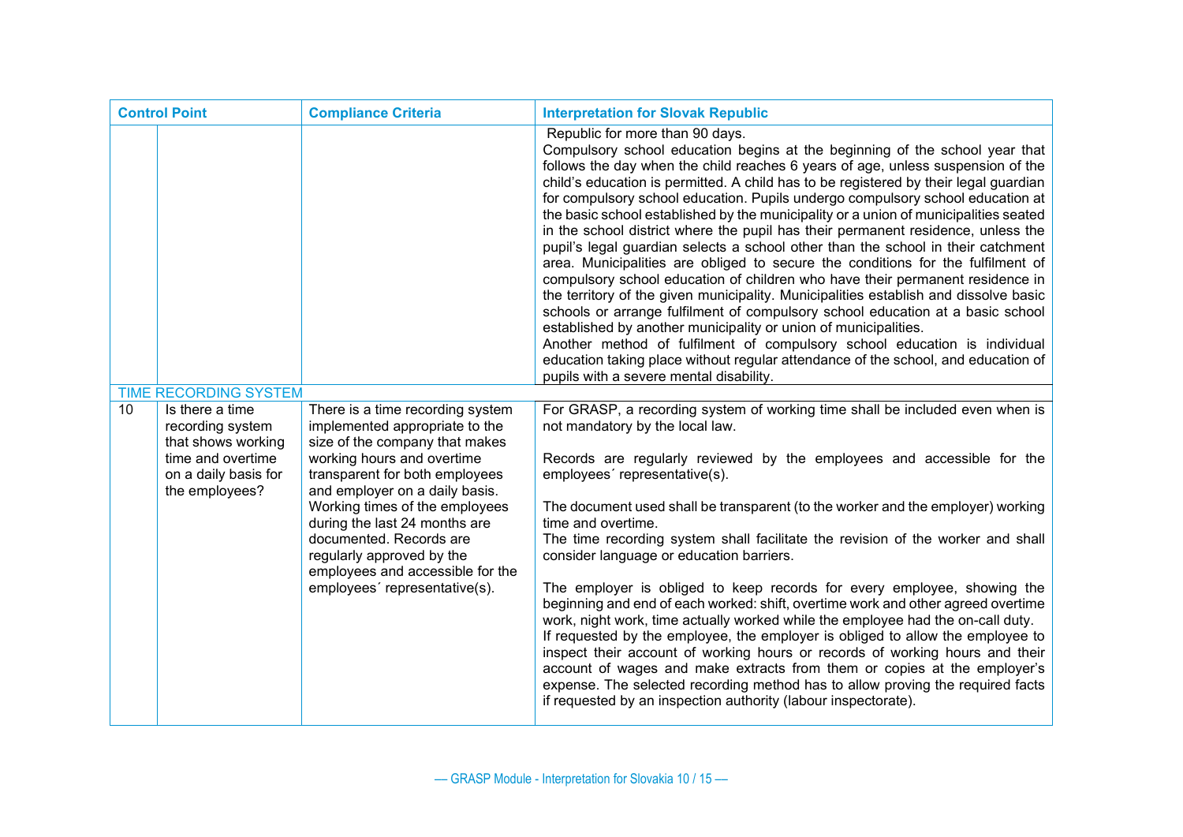| Control Point | | Compliance Criteria | Interpretation for Slovak Republic |
|---|---|---|---|
| | | | Republic for more than 90 days.<br>Compulsory school education begins at the beginning of the school year that follows the day when the child reaches 6 years of age, unless suspension of the child's education is permitted. A child has to be registered by their legal guardian for compulsory school education. Pupils undergo compulsory school education at the basic school established by the municipality or a union of municipalities seated in the school district where the pupil has their permanent residence, unless the pupil's legal guardian selects a school other than the school in their catchment area. Municipalities are obliged to secure the conditions for the fulfilment of compulsory school education of children who have their permanent residence in the territory of the given municipality. Municipalities establish and dissolve basic schools or arrange fulfilment of compulsory school education at a basic school established by another municipality or union of municipalities.<br>Another method of fulfilment of compulsory school education is individual education taking place without regular attendance of the school, and education of pupils with a severe mental disability. |
| TIME RECORDING SYSTEM | | | |
| 10 | Is there a time recording system that shows working time and overtime on a daily basis for the employees? | There is a time recording system implemented appropriate to the size of the company that makes working hours and overtime transparent for both employees and employer on a daily basis. Working times of the employees during the last 24 months are documented. Records are regularly approved by the employees and accessible for the employees´ representative(s). | For GRASP, a recording system of working time shall be included even when is not mandatory by the local law.<br><br>Records are regularly reviewed by the employees and accessible for the employees´ representative(s).<br><br>The document used shall be transparent (to the worker and the employer) working time and overtime.<br>The time recording system shall facilitate the revision of the worker and shall consider language or education barriers.<br><br>The employer is obliged to keep records for every employee, showing the beginning and end of each worked: shift, overtime work and other agreed overtime work, night work, time actually worked while the employee had the on-call duty.<br>If requested by the employee, the employer is obliged to allow the employee to inspect their account of working hours or records of working hours and their account of wages and make extracts from them or copies at the employer's expense. The selected recording method has to allow proving the required facts if requested by an inspection authority (labour inspectorate). |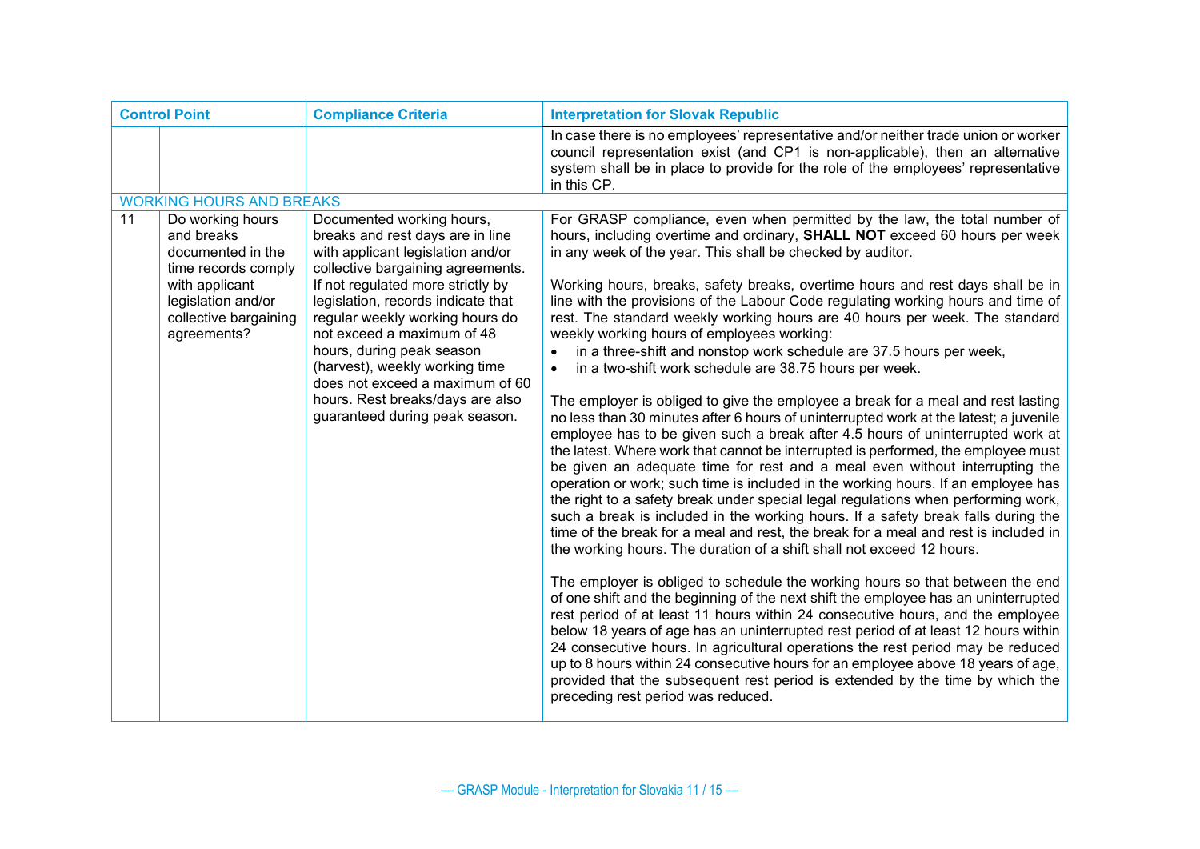| Control Point | | Compliance Criteria | Interpretation for Slovak Republic |
|---|---|---|---|
| | | | In case there is no employees' representative and/or neither trade union or worker council representation exist (and CP1 is non-applicable), then an alternative system shall be in place to provide for the role of the employees' representative in this CP. |
| WORKING HOURS AND BREAKS | | | |
| 11 | Do working hours and breaks documented in the time records comply with applicant legislation and/or collective bargaining agreements? | Documented working hours, breaks and rest days are in line with applicant legislation and/or collective bargaining agreements. If not regulated more strictly by legislation, records indicate that regular weekly working hours do not exceed a maximum of 48 hours, during peak season (harvest), weekly working time does not exceed a maximum of 60 hours. Rest breaks/days are also guaranteed during peak season. | For GRASP compliance, even when permitted by the law, the total number of hours, including overtime and ordinary, **SHALL NOT** exceed 60 hours per week in any week of the year. This shall be checked by auditor.<br><br>Working hours, breaks, safety breaks, overtime hours and rest days shall be in line with the provisions of the Labour Code regulating working hours and time of rest. The standard weekly working hours are 40 hours per week. The standard weekly working hours of employees working:<br>• in a three-shift and nonstop work schedule are 37.5 hours per week,<br>• in a two-shift work schedule are 38.75 hours per week.<br><br>The employer is obliged to give the employee a break for a meal and rest lasting no less than 30 minutes after 6 hours of uninterrupted work at the latest; a juvenile employee has to be given such a break after 4.5 hours of uninterrupted work at the latest. Where work that cannot be interrupted is performed, the employee must be given an adequate time for rest and a meal even without interrupting the operation or work; such time is included in the working hours. If an employee has the right to a safety break under special legal regulations when performing work, such a break is included in the working hours. If a safety break falls during the time of the break for a meal and rest, the break for a meal and rest is included in the working hours. The duration of a shift shall not exceed 12 hours.<br><br>The employer is obliged to schedule the working hours so that between the end of one shift and the beginning of the next shift the employee has an uninterrupted rest period of at least 11 hours within 24 consecutive hours, and the employee below 18 years of age has an uninterrupted rest period of at least 12 hours within 24 consecutive hours. In agricultural operations the rest period may be reduced up to 8 hours within 24 consecutive hours for an employee above 18 years of age, provided that the subsequent rest period is extended by the time by which the preceding rest period was reduced. |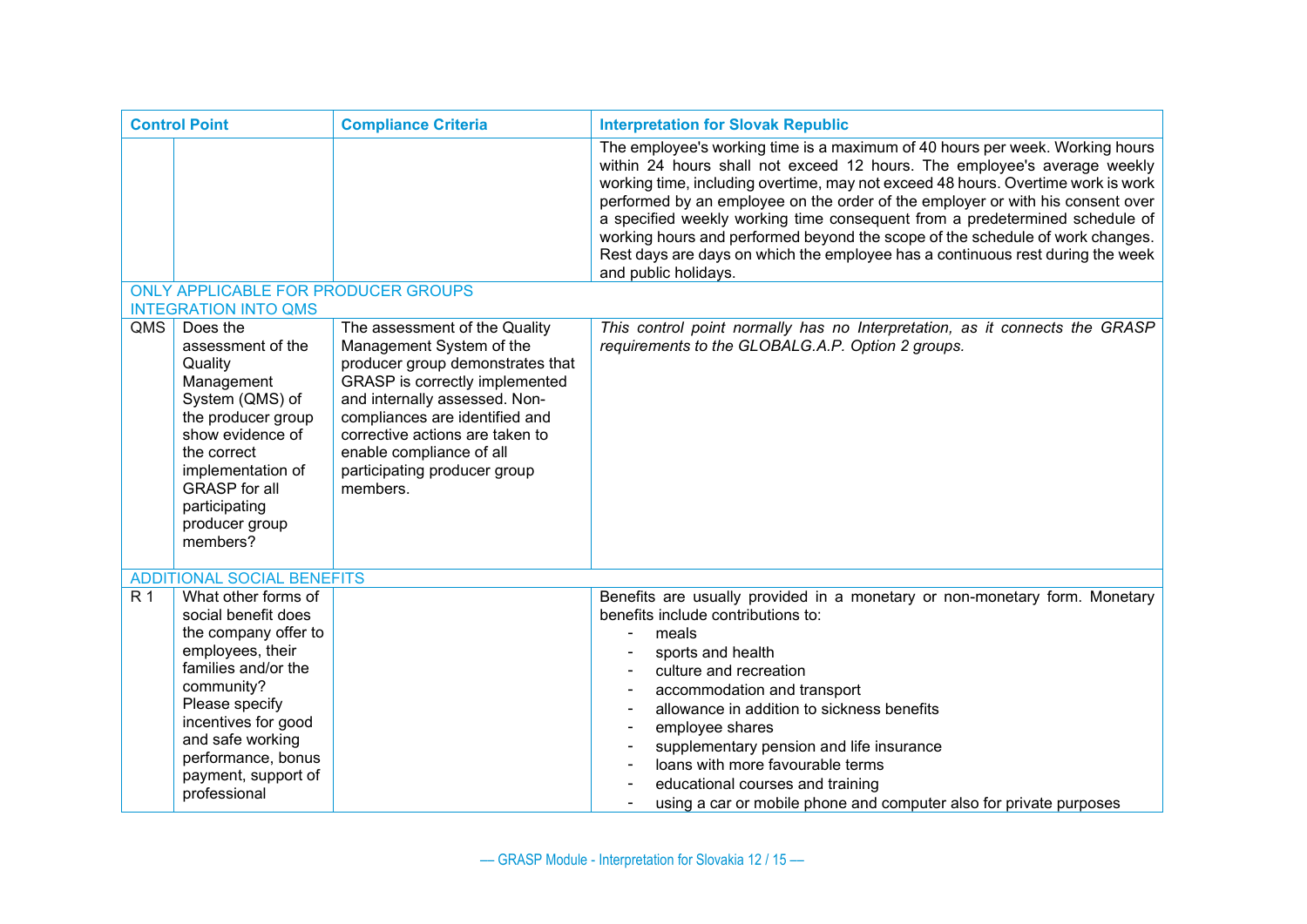| Control Point | | Compliance Criteria | Interpretation for Slovak Republic |
|---|---|---|---|
| | | | The employee's working time is a maximum of 40 hours per week. Working hours within 24 hours shall not exceed 12 hours. The employee's average weekly working time, including overtime, may not exceed 48 hours. Overtime work is work performed by an employee on the order of the employer or with his consent over a specified weekly working time consequent from a predetermined schedule of working hours and performed beyond the scope of the schedule of work changes. Rest days are days on which the employee has a continuous rest during the week and public holidays. |
| ONLY APPLICABLE FOR PRODUCER GROUPS<br>INTEGRATION INTO QMS | | | |
| QMS | Does the assessment of the Quality Management System (QMS) of the producer group show evidence of the correct implementation of GRASP for all participating producer group members? | The assessment of the Quality Management System of the producer group demonstrates that GRASP is correctly implemented and internally assessed. Non-compliances are identified and corrective actions are taken to enable compliance of all participating producer group members. | *This control point normally has no Interpretation, as it connects the GRASP requirements to the GLOBALG.A.P. Option 2 groups.* |
| ADDITIONAL SOCIAL BENEFITS | | | |
| R 1 | What other forms of social benefit does the company offer to employees, their families and/or the community? Please specify incentives for good and safe working performance, bonus payment, support of professional | | Benefits are usually provided in a monetary or non-monetary form. Monetary benefits include contributions to:<br>- meals<br>- sports and health<br>- culture and recreation<br>- accommodation and transport<br>- allowance in addition to sickness benefits<br>- employee shares<br>- supplementary pension and life insurance<br>- loans with more favourable terms<br>- educational courses and training<br>- using a car or mobile phone and computer also for private purposes |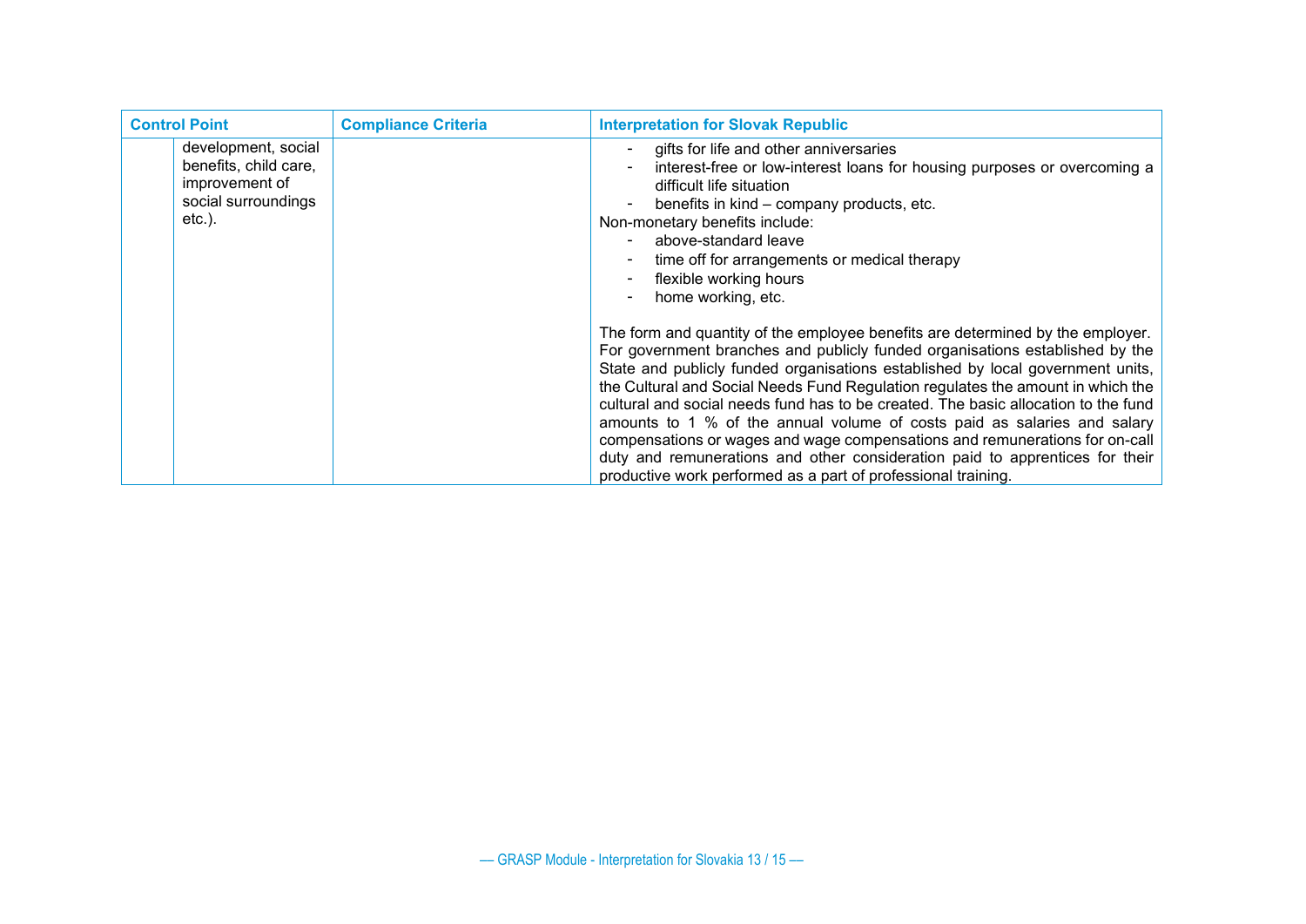| Control Point | | Compliance Criteria | Interpretation for Slovak Republic |
| --- | --- | --- | --- |
| | development, social benefits, child care, improvement of social surroundings etc.). | | - gifts for life and other anniversaries<br>- interest-free or low-interest loans for housing purposes or overcoming a difficult life situation<br>- benefits in kind – company products, etc.<br>Non-monetary benefits include:<br>- above-standard leave<br>- time off for arrangements or medical therapy<br>- flexible working hours<br>- home working, etc.<br><br>The form and quantity of the employee benefits are determined by the employer. For government branches and publicly funded organisations established by the State and publicly funded organisations established by local government units, the Cultural and Social Needs Fund Regulation regulates the amount in which the cultural and social needs fund has to be created. The basic allocation to the fund amounts to 1 % of the annual volume of costs paid as salaries and salary compensations or wages and wage compensations and remunerations for on-call duty and remunerations and other consideration paid to apprentices for their productive work performed as a part of professional training. |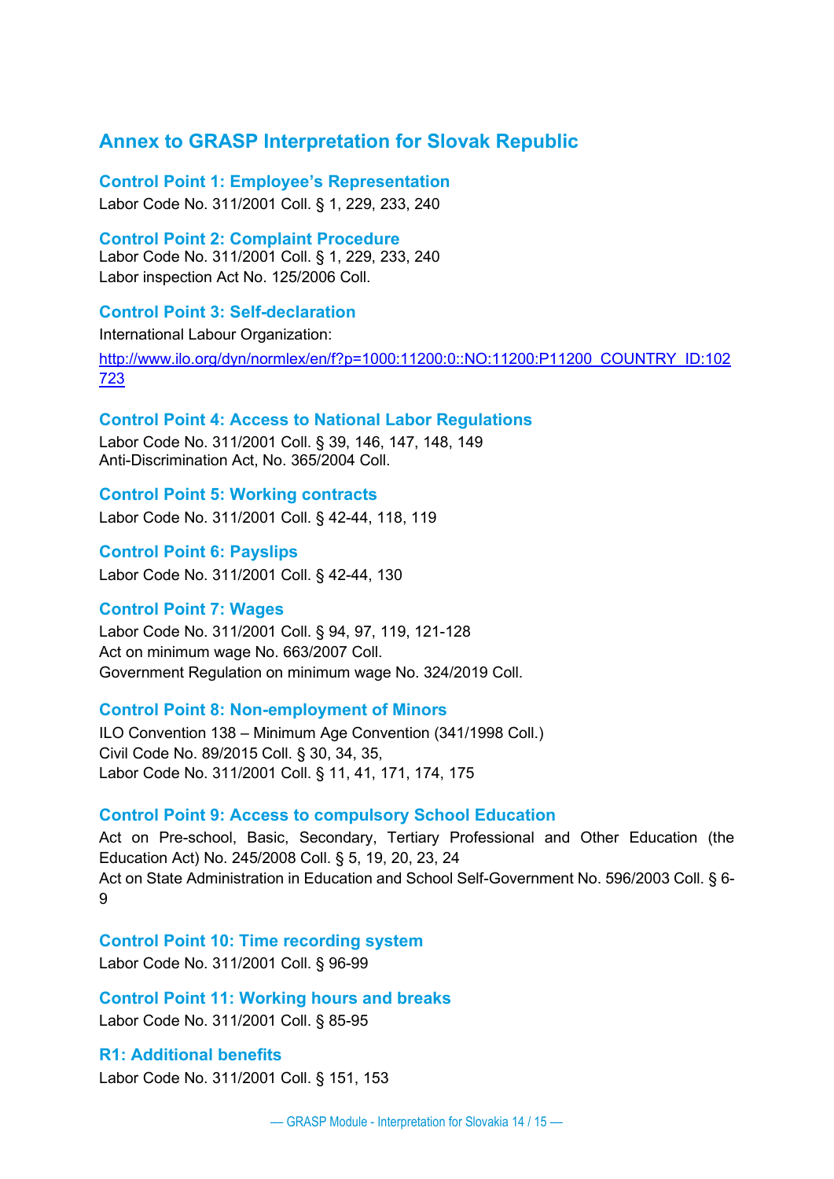# Annex to GRASP Interpretation for Slovak Republic

## Control Point 1: Employee's Representation

Labor Code No. 311/2001 Coll. § 1, 229, 233, 240

## Control Point 2: Complaint Procedure

Labor Code No. 311/2001 Coll. § 1, 229, 233, 240
Labor inspection Act No. 125/2006 Coll.

## Control Point 3: Self-declaration

International Labour Organization:

http://www.ilo.org/dyn/normlex/en/f?p=1000:11200:0::NO:11200:P11200_COUNTRY_ID:102723

## Control Point 4: Access to National Labor Regulations

Labor Code No. 311/2001 Coll. § 39, 146, 147, 148, 149
Anti-Discrimination Act, No. 365/2004 Coll.

## Control Point 5: Working contracts

Labor Code No. 311/2001 Coll. § 42-44, 118, 119

## Control Point 6: Payslips

Labor Code No. 311/2001 Coll. § 42-44, 130

## Control Point 7: Wages

Labor Code No. 311/2001 Coll. § 94, 97, 119, 121-128
Act on minimum wage No. 663/2007 Coll.
Government Regulation on minimum wage No. 324/2019 Coll.

## Control Point 8: Non-employment of Minors

ILO Convention 138 – Minimum Age Convention (341/1998 Coll.)
Civil Code No. 89/2015 Coll. § 30, 34, 35,
Labor Code No. 311/2001 Coll. § 11, 41, 171, 174, 175

## Control Point 9: Access to compulsory School Education

Act on Pre-school, Basic, Secondary, Tertiary Professional and Other Education (the Education Act) No. 245/2008 Coll. § 5, 19, 20, 23, 24
Act on State Administration in Education and School Self-Government No. 596/2003 Coll. § 6-9

## Control Point 10: Time recording system

Labor Code No. 311/2001 Coll. § 96-99

## Control Point 11: Working hours and breaks

Labor Code No. 311/2001 Coll. § 85-95

## R1: Additional benefits

Labor Code No. 311/2001 Coll. § 151, 153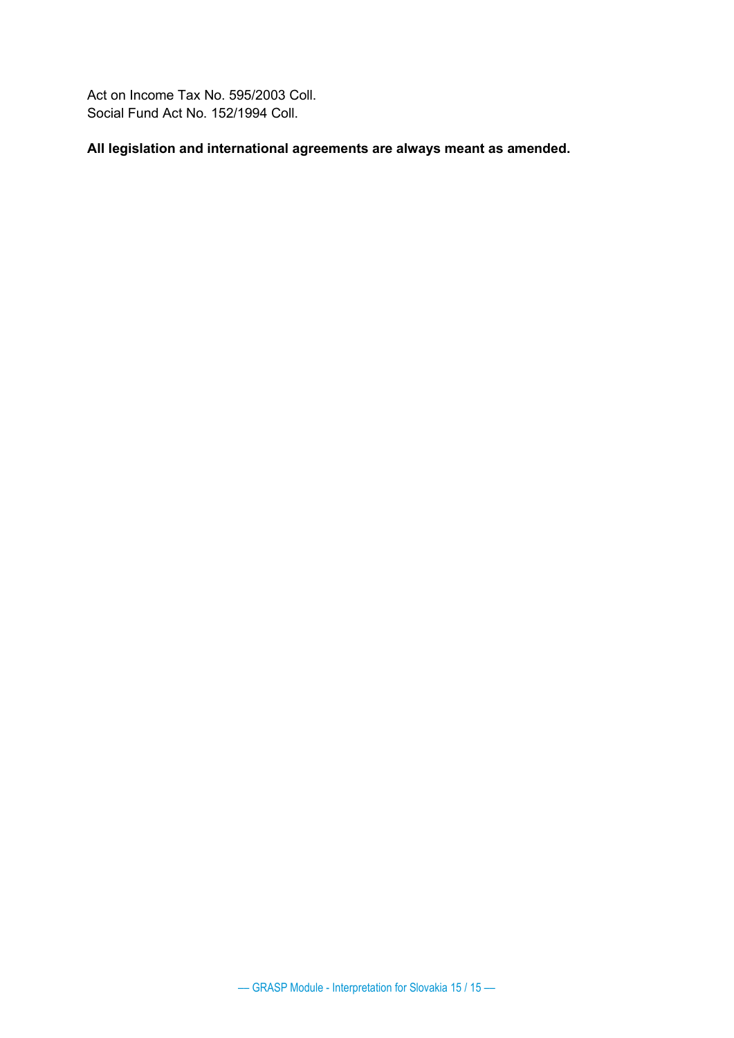Act on Income Tax No. 595/2003 Coll.
Social Fund Act No. 152/1994 Coll.

**All legislation and international agreements are always meant as amended.**